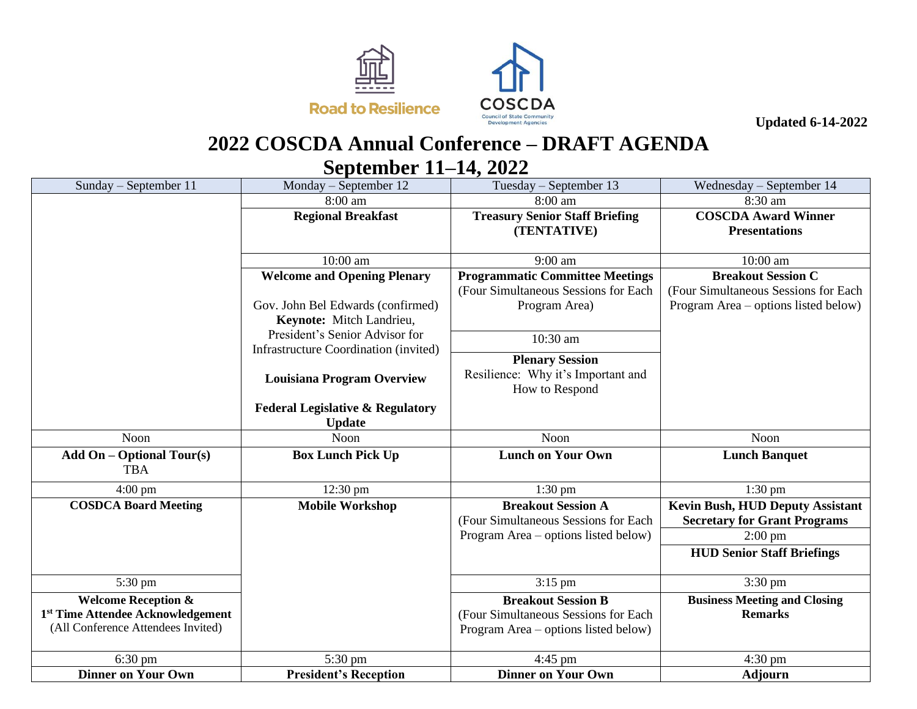Road to Resilience

COSCDA
Council of State Community Development Agencies

**Updated 6-14-2022**

# 2022 COSCDA Annual Conference – DRAFT AGENDA

## September 11–14, 2022

| Sunday – September 11 | Monday – September 12 | Tuesday – September 13 | Wednesday – September 14 |
|---|---|---|---|
| | 8:00 am | 8:00 am | 8:30 am |
| | **Regional Breakfast** | **Treasury Senior Staff Briefing (TENTATIVE)** | **COSCDA Award Winner Presentations** |
| | 10:00 am | 9:00 am | 10:00 am |
| | **Welcome and Opening Plenary**<br><br>Gov. John Bel Edwards (confirmed)<br>**Keynote:** Mitch Landrieu, President's Senior Advisor for Infrastructure Coordination (invited)<br><br>**Louisiana Program Overview**<br><br>**Federal Legislative & Regulatory Update** | **Programmatic Committee Meetings** (Four Simultaneous Sessions for Each Program Area)<br><br>10:30 am<br><br>**Plenary Session**<br>Resilience: Why it's Important and How to Respond | **Breakout Session C** (Four Simultaneous Sessions for Each Program Area – options listed below) |
| Noon | Noon | Noon | Noon |
| **Add On – Optional Tour(s)** TBA | **Box Lunch Pick Up** | **Lunch on Your Own** | **Lunch Banquet** |
| 4:00 pm | 12:30 pm | 1:30 pm | 1:30 pm |
| **COSDCA Board Meeting** | **Mobile Workshop** | **Breakout Session A** (Four Simultaneous Sessions for Each Program Area – options listed below) | **Kevin Bush, HUD Deputy Assistant Secretary for Grant Programs**<br>2:00 pm<br>**HUD Senior Staff Briefings** |
| 5:30 pm | | 3:15 pm | 3:30 pm |
| **Welcome Reception & 1st Time Attendee Acknowledgement** (All Conference Attendees Invited) | | **Breakout Session B** (Four Simultaneous Sessions for Each Program Area – options listed below) | **Business Meeting and Closing Remarks** |
| 6:30 pm | 5:30 pm | 4:45 pm | 4:30 pm |
| **Dinner on Your Own** | **President's Reception** | **Dinner on Your Own** | **Adjourn** |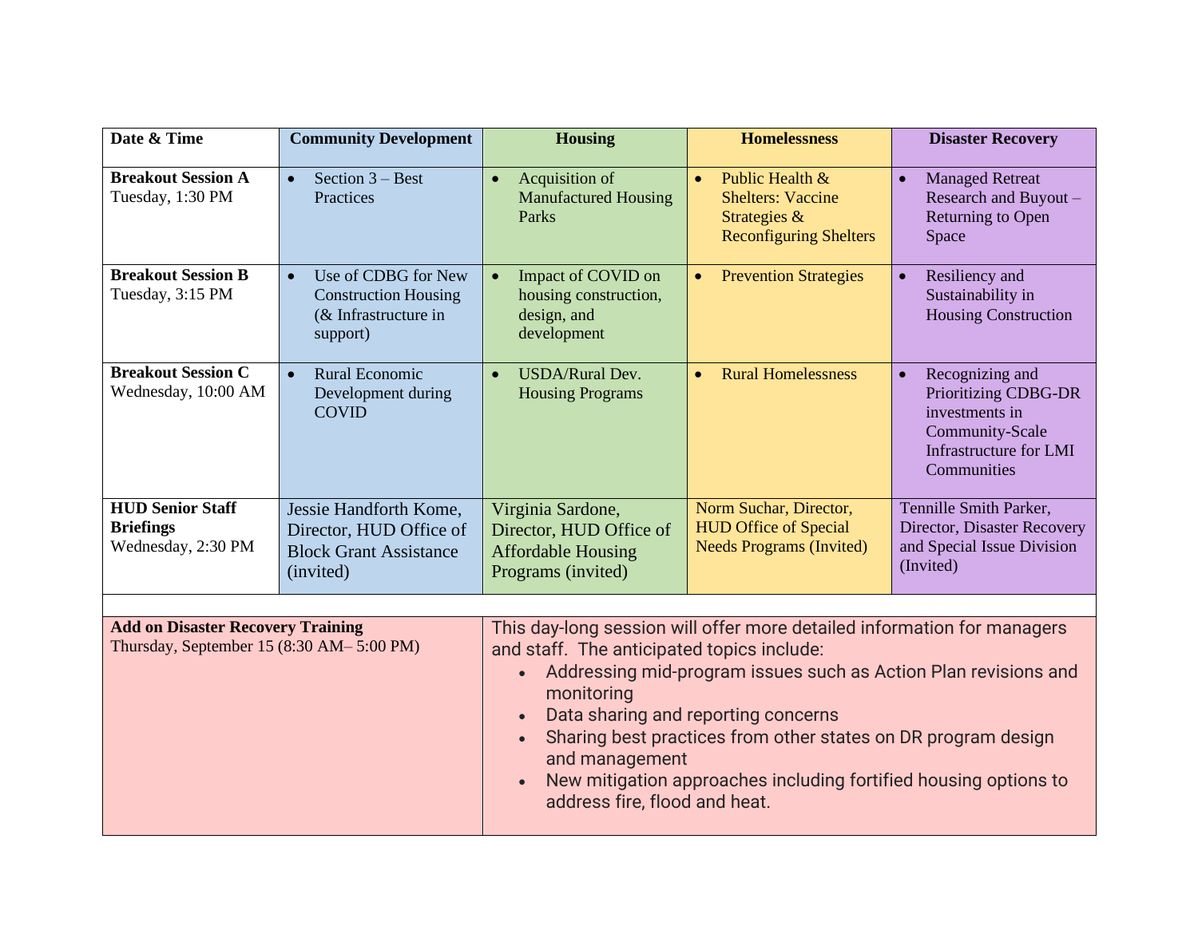| Date & Time | Community Development | Housing | Homelessness | Disaster Recovery |
|---|---|---|---|---|
| **Breakout Session A** Tuesday, 1:30 PM | • Section 3 – Best Practices | • Acquisition of Manufactured Housing Parks | • Public Health & Shelters: Vaccine Strategies & Reconfiguring Shelters | • Managed Retreat Research and Buyout – Returning to Open Space |
| **Breakout Session B** Tuesday, 3:15 PM | • Use of CDBG for New Construction Housing (& Infrastructure in support) | • Impact of COVID on housing construction, design, and development | • Prevention Strategies | • Resiliency and Sustainability in Housing Construction |
| **Breakout Session C** Wednesday, 10:00 AM | • Rural Economic Development during COVID | • USDA/Rural Dev. Housing Programs | • Rural Homelessness | • Recognizing and Prioritizing CDBG-DR investments in Community-Scale Infrastructure for LMI Communities |
| **HUD Senior Staff Briefings** Wednesday, 2:30 PM | Jessie Handforth Kome, Director, HUD Office of Block Grant Assistance (invited) | Virginia Sardone, Director, HUD Office of Affordable Housing Programs (invited) | Norm Suchar, Director, HUD Office of Special Needs Programs (Invited) | Tennille Smith Parker, Director, Disaster Recovery and Special Issue Division (Invited) |

| | |
|---|---|
| **Add on Disaster Recovery Training** Thursday, September 15 (8:30 AM– 5:00 PM) | This day-long session will offer more detailed information for managers and staff. The anticipated topics include: • Addressing mid-program issues such as Action Plan revisions and monitoring • Data sharing and reporting concerns • Sharing best practices from other states on DR program design and management • New mitigation approaches including fortified housing options to address fire, flood and heat. |